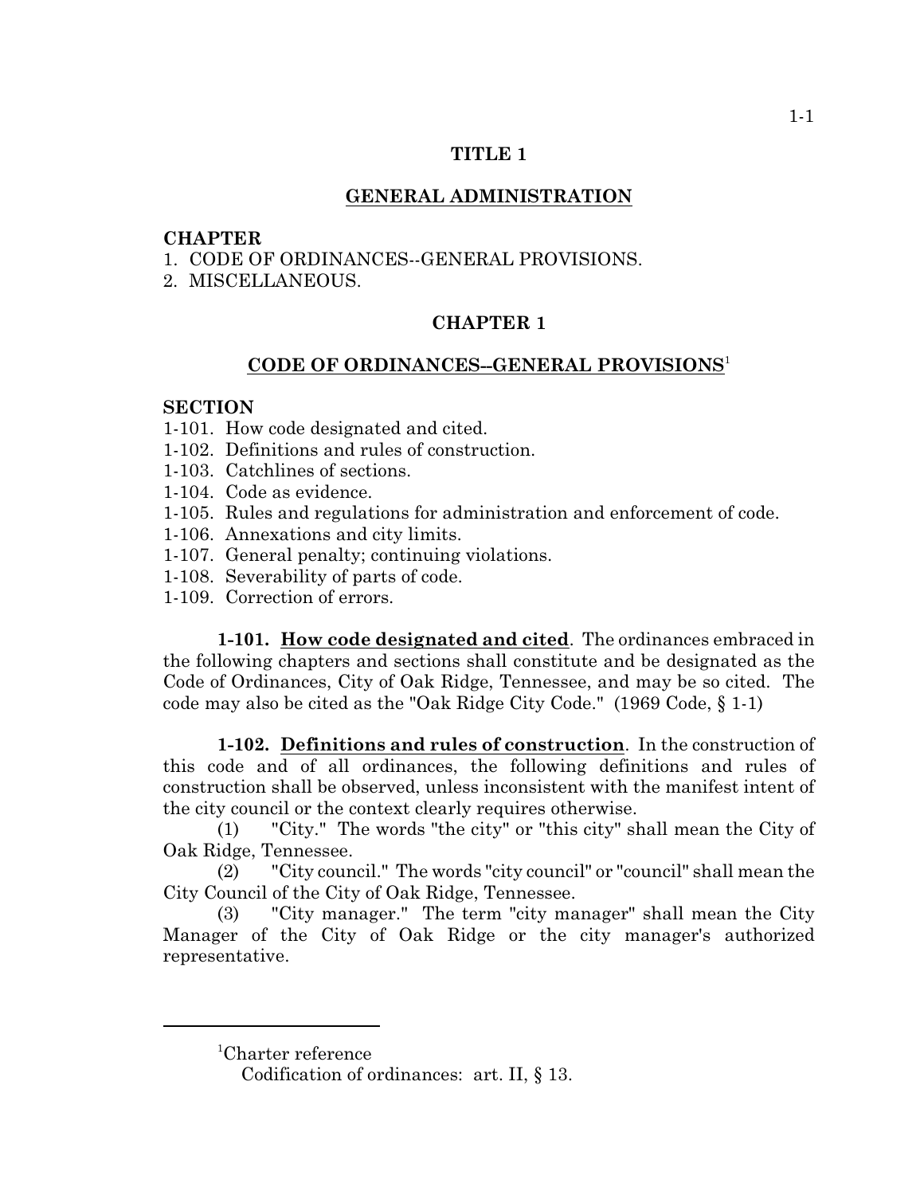# TITLE 1

## GENERAL ADMINISTRATION

**CHAPTER**
1. CODE OF ORDINANCES--GENERAL PROVISIONS.
2. MISCELLANEOUS.

## CHAPTER 1

## CODE OF ORDINANCES--GENERAL PROVISIONS[1]

**SECTION**
1-101. How code designated and cited.
1-102. Definitions and rules of construction.
1-103. Catchlines of sections.
1-104. Code as evidence.
1-105. Rules and regulations for administration and enforcement of code.
1-106. Annexations and city limits.
1-107. General penalty; continuing violations.
1-108. Severability of parts of code.
1-109. Correction of errors.

**1-101. How code designated and cited**. The ordinances embraced in the following chapters and sections shall constitute and be designated as the Code of Ordinances, City of Oak Ridge, Tennessee, and may be so cited. The code may also be cited as the "Oak Ridge City Code." (1969 Code, § 1-1)

**1-102. Definitions and rules of construction**. In the construction of this code and of all ordinances, the following definitions and rules of construction shall be observed, unless inconsistent with the manifest intent of the city council or the context clearly requires otherwise.

(1) "City." The words "the city" or "this city" shall mean the City of Oak Ridge, Tennessee.

(2) "City council." The words "city council" or "council" shall mean the City Council of the City of Oak Ridge, Tennessee.

(3) "City manager." The term "city manager" shall mean the City Manager of the City of Oak Ridge or the city manager's authorized representative.

---

[1]Charter reference
Codification of ordinances: art. II, § 13.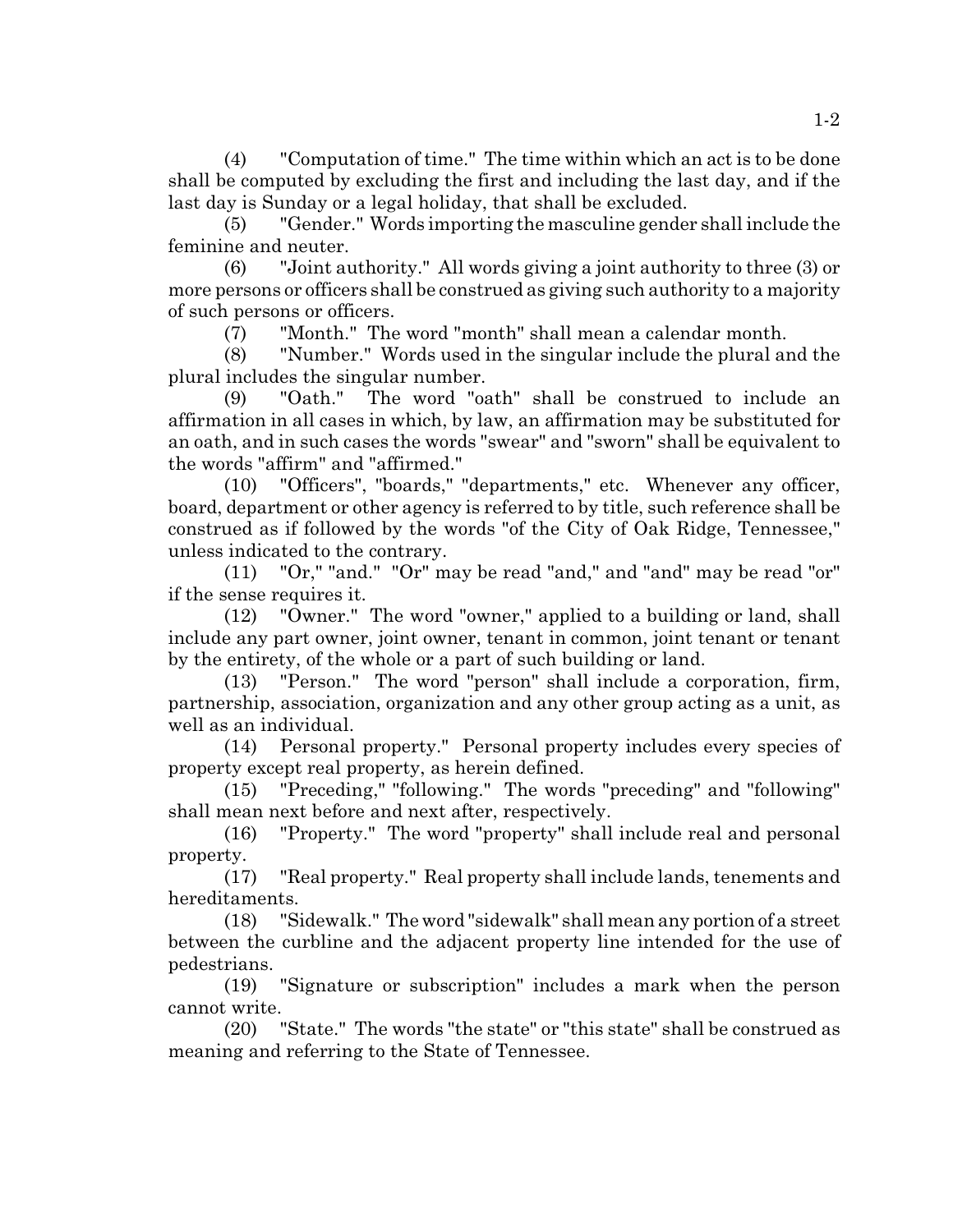(4) "Computation of time." The time within which an act is to be done shall be computed by excluding the first and including the last day, and if the last day is Sunday or a legal holiday, that shall be excluded.

(5) "Gender." Words importing the masculine gender shall include the feminine and neuter.

(6) "Joint authority." All words giving a joint authority to three (3) or more persons or officers shall be construed as giving such authority to a majority of such persons or officers.

(7) "Month." The word "month" shall mean a calendar month.

(8) "Number." Words used in the singular include the plural and the plural includes the singular number.

(9) "Oath." The word "oath" shall be construed to include an affirmation in all cases in which, by law, an affirmation may be substituted for an oath, and in such cases the words "swear" and "sworn" shall be equivalent to the words "affirm" and "affirmed."

(10) "Officers", "boards," "departments," etc. Whenever any officer, board, department or other agency is referred to by title, such reference shall be construed as if followed by the words "of the City of Oak Ridge, Tennessee," unless indicated to the contrary.

(11) "Or," "and." "Or" may be read "and," and "and" may be read "or" if the sense requires it.

(12) "Owner." The word "owner," applied to a building or land, shall include any part owner, joint owner, tenant in common, joint tenant or tenant by the entirety, of the whole or a part of such building or land.

(13) "Person." The word "person" shall include a corporation, firm, partnership, association, organization and any other group acting as a unit, as well as an individual.

(14) Personal property." Personal property includes every species of property except real property, as herein defined.

(15) "Preceding," "following." The words "preceding" and "following" shall mean next before and next after, respectively.

(16) "Property." The word "property" shall include real and personal property.

(17) "Real property." Real property shall include lands, tenements and hereditaments.

(18) "Sidewalk." The word "sidewalk" shall mean any portion of a street between the curbline and the adjacent property line intended for the use of pedestrians.

(19) "Signature or subscription" includes a mark when the person cannot write.

(20) "State." The words "the state" or "this state" shall be construed as meaning and referring to the State of Tennessee.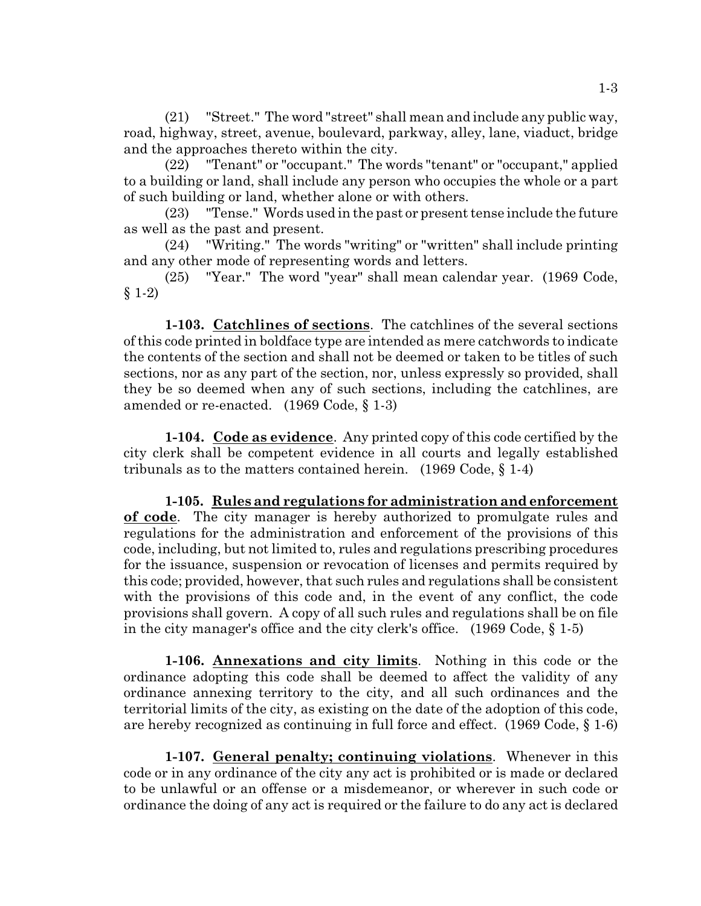(21) "Street." The word "street" shall mean and include any public way, road, highway, street, avenue, boulevard, parkway, alley, lane, viaduct, bridge and the approaches thereto within the city.

(22) "Tenant" or "occupant." The words "tenant" or "occupant," applied to a building or land, shall include any person who occupies the whole or a part of such building or land, whether alone or with others.

(23) "Tense." Words used in the past or present tense include the future as well as the past and present.

(24) "Writing." The words "writing" or "written" shall include printing and any other mode of representing words and letters.

(25) "Year." The word "year" shall mean calendar year. (1969 Code, § 1-2)

**1-103. Catchlines of sections**. The catchlines of the several sections of this code printed in boldface type are intended as mere catchwords to indicate the contents of the section and shall not be deemed or taken to be titles of such sections, nor as any part of the section, nor, unless expressly so provided, shall they be so deemed when any of such sections, including the catchlines, are amended or re-enacted. (1969 Code, § 1-3)

**1-104. Code as evidence**. Any printed copy of this code certified by the city clerk shall be competent evidence in all courts and legally established tribunals as to the matters contained herein. (1969 Code, § 1-4)

**1-105. Rules and regulations for administration and enforcement of code**. The city manager is hereby authorized to promulgate rules and regulations for the administration and enforcement of the provisions of this code, including, but not limited to, rules and regulations prescribing procedures for the issuance, suspension or revocation of licenses and permits required by this code; provided, however, that such rules and regulations shall be consistent with the provisions of this code and, in the event of any conflict, the code provisions shall govern. A copy of all such rules and regulations shall be on file in the city manager's office and the city clerk's office. (1969 Code, § 1-5)

**1-106. Annexations and city limits**. Nothing in this code or the ordinance adopting this code shall be deemed to affect the validity of any ordinance annexing territory to the city, and all such ordinances and the territorial limits of the city, as existing on the date of the adoption of this code, are hereby recognized as continuing in full force and effect. (1969 Code, § 1-6)

**1-107. General penalty; continuing violations**. Whenever in this code or in any ordinance of the city any act is prohibited or is made or declared to be unlawful or an offense or a misdemeanor, or wherever in such code or ordinance the doing of any act is required or the failure to do any act is declared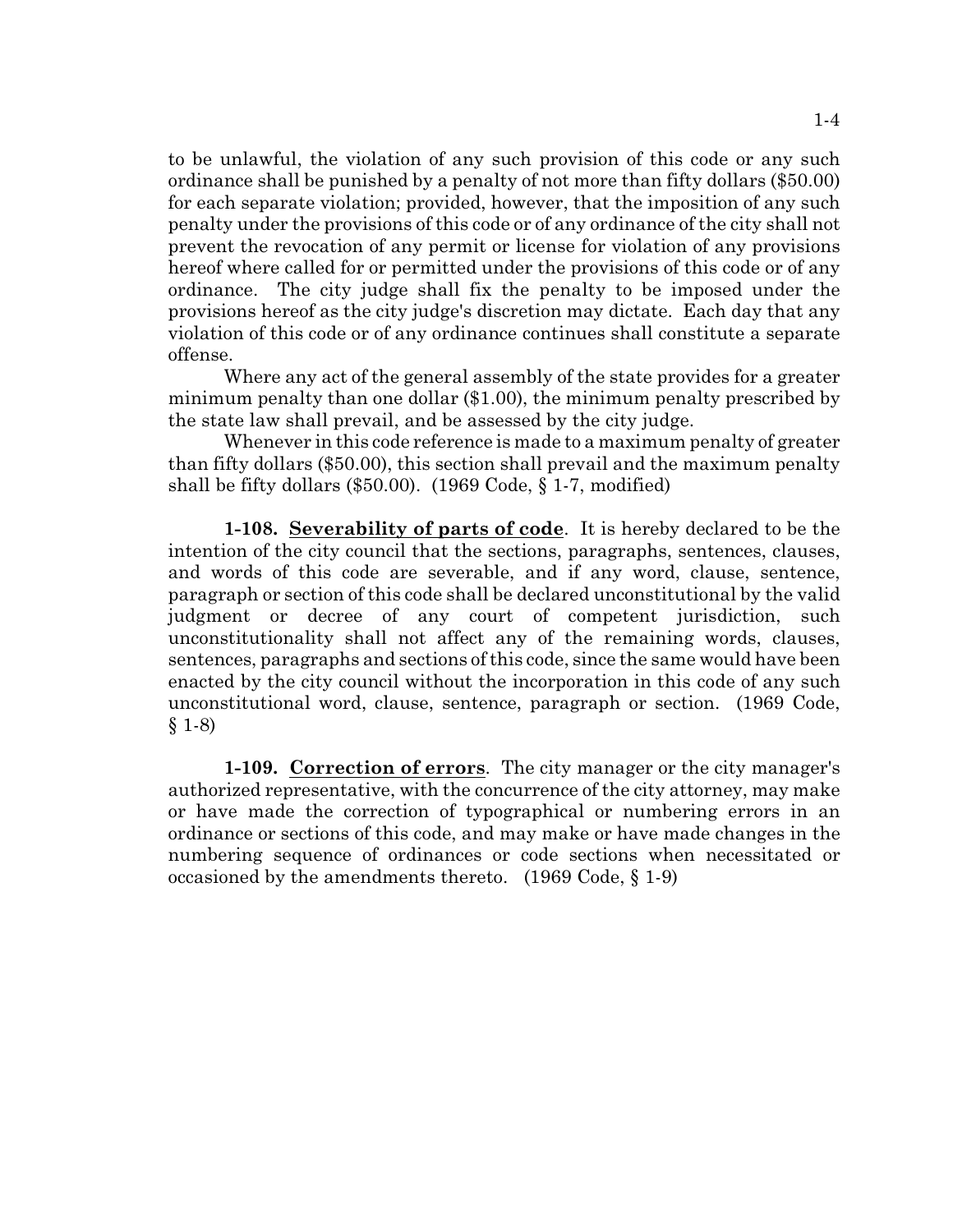to be unlawful, the violation of any such provision of this code or any such ordinance shall be punished by a penalty of not more than fifty dollars ($50.00) for each separate violation; provided, however, that the imposition of any such penalty under the provisions of this code or of any ordinance of the city shall not prevent the revocation of any permit or license for violation of any provisions hereof where called for or permitted under the provisions of this code or of any ordinance. The city judge shall fix the penalty to be imposed under the provisions hereof as the city judge's discretion may dictate. Each day that any violation of this code or of any ordinance continues shall constitute a separate offense.

Where any act of the general assembly of the state provides for a greater minimum penalty than one dollar ($1.00), the minimum penalty prescribed by the state law shall prevail, and be assessed by the city judge.

Whenever in this code reference is made to a maximum penalty of greater than fifty dollars ($50.00), this section shall prevail and the maximum penalty shall be fifty dollars ($50.00). (1969 Code, § 1-7, modified)

**1-108. Severability of parts of code**. It is hereby declared to be the intention of the city council that the sections, paragraphs, sentences, clauses, and words of this code are severable, and if any word, clause, sentence, paragraph or section of this code shall be declared unconstitutional by the valid judgment or decree of any court of competent jurisdiction, such unconstitutionality shall not affect any of the remaining words, clauses, sentences, paragraphs and sections of this code, since the same would have been enacted by the city council without the incorporation in this code of any such unconstitutional word, clause, sentence, paragraph or section. (1969 Code, § 1-8)

**1-109. Correction of errors**. The city manager or the city manager's authorized representative, with the concurrence of the city attorney, may make or have made the correction of typographical or numbering errors in an ordinance or sections of this code, and may make or have made changes in the numbering sequence of ordinances or code sections when necessitated or occasioned by the amendments thereto. (1969 Code, § 1-9)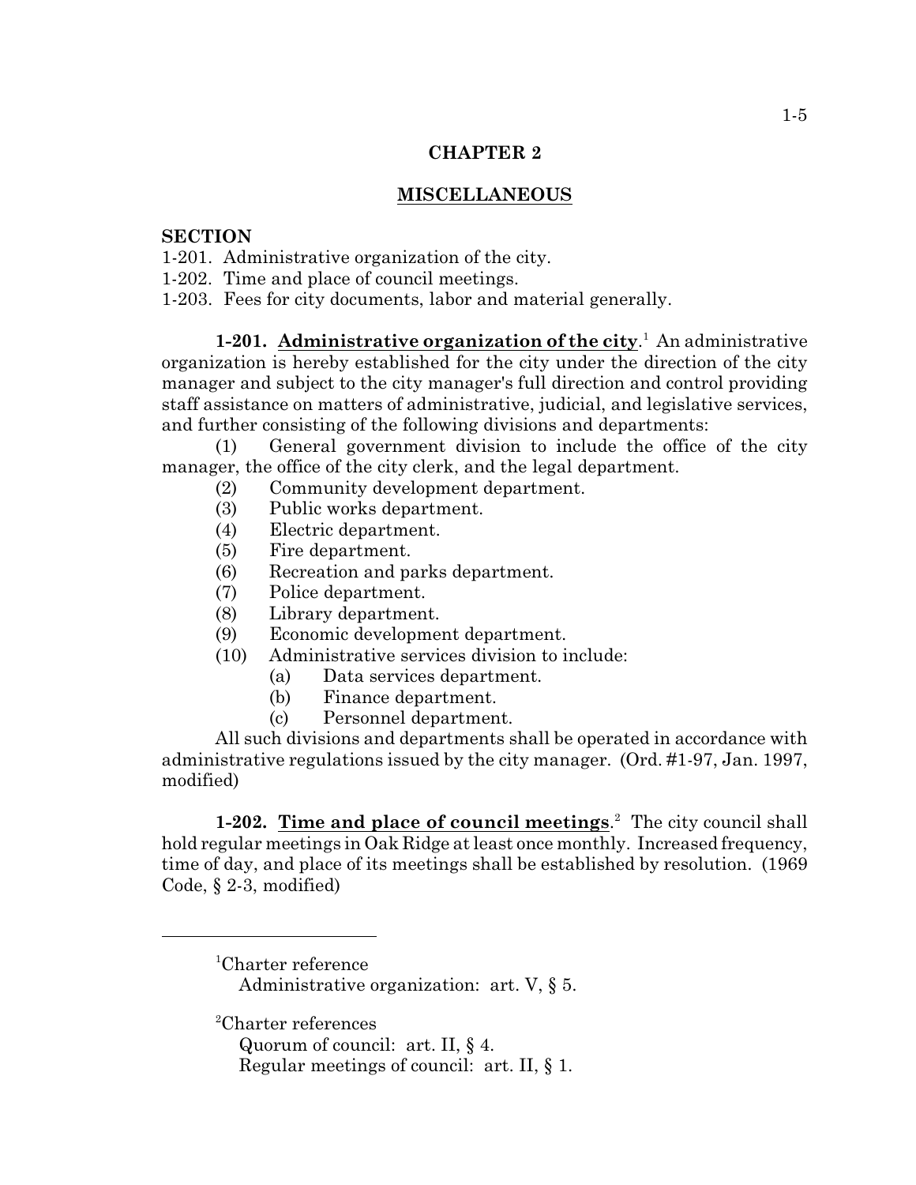# CHAPTER 2

## MISCELLANEOUS

**SECTION**

1-201. Administrative organization of the city.
1-202. Time and place of council meetings.
1-203. Fees for city documents, labor and material generally.

**1-201. Administrative organization of the city**.[1] An administrative organization is hereby established for the city under the direction of the city manager and subject to the city manager's full direction and control providing staff assistance on matters of administrative, judicial, and legislative services, and further consisting of the following divisions and departments:

(1) General government division to include the office of the city manager, the office of the city clerk, and the legal department.
(2) Community development department.
(3) Public works department.
(4) Electric department.
(5) Fire department.
(6) Recreation and parks department.
(7) Police department.
(8) Library department.
(9) Economic development department.
(10) Administrative services division to include:
  (a) Data services department.
  (b) Finance department.
  (c) Personnel department.

All such divisions and departments shall be operated in accordance with administrative regulations issued by the city manager. (Ord. #1-97, Jan. 1997, modified)

**1-202. Time and place of council meetings**.[2] The city council shall hold regular meetings in Oak Ridge at least once monthly. Increased frequency, time of day, and place of its meetings shall be established by resolution. (1969 Code, § 2-3, modified)

---

[1]Charter reference
Administrative organization: art. V, § 5.

[2]Charter references
Quorum of council: art. II, § 4.
Regular meetings of council: art. II, § 1.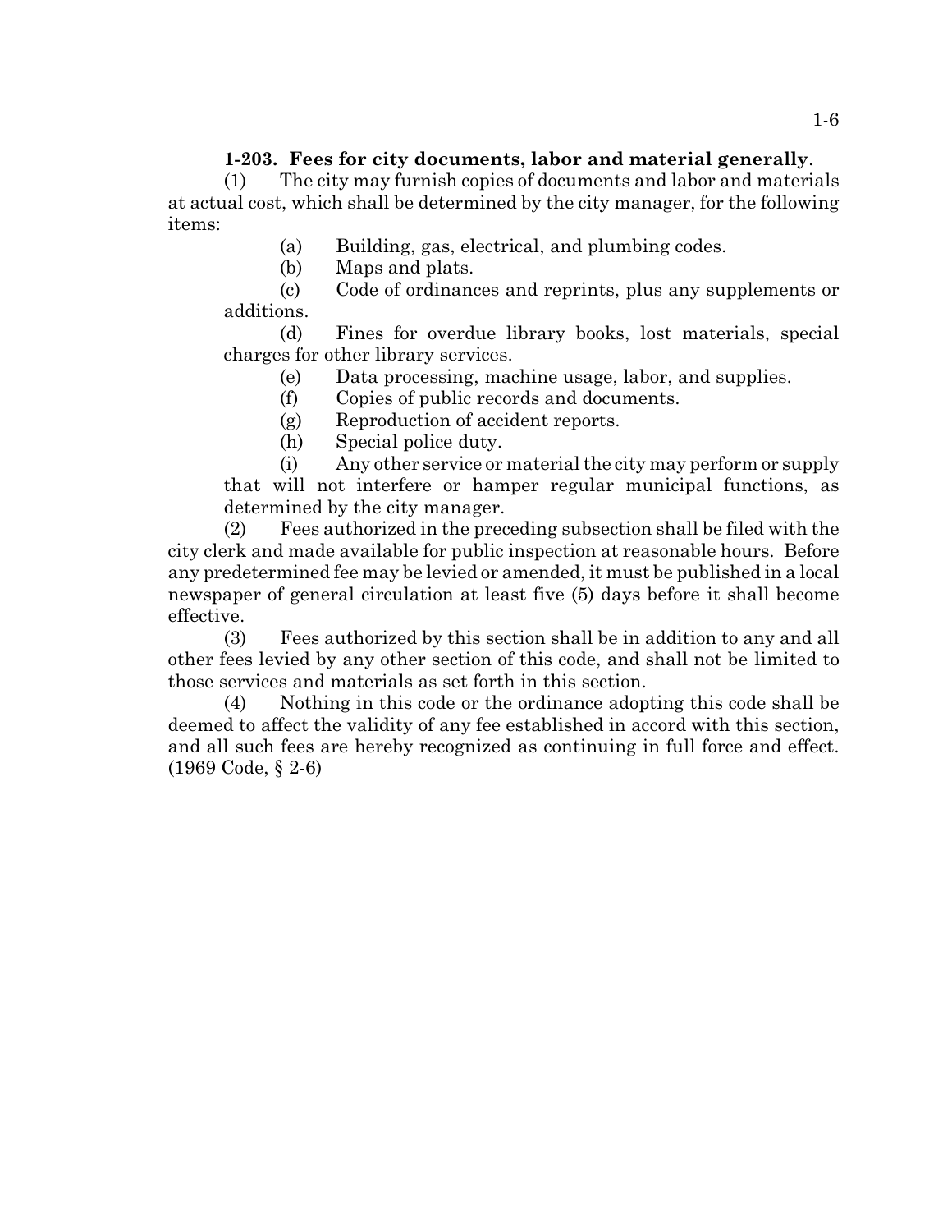**1-203. Fees for city documents, labor and material generally**.

(1) The city may furnish copies of documents and labor and materials at actual cost, which shall be determined by the city manager, for the following items:

(a) Building, gas, electrical, and plumbing codes.

(b) Maps and plats.

(c) Code of ordinances and reprints, plus any supplements or additions.

(d) Fines for overdue library books, lost materials, special charges for other library services.

(e) Data processing, machine usage, labor, and supplies.

(f) Copies of public records and documents.

(g) Reproduction of accident reports.

(h) Special police duty.

(i) Any other service or material the city may perform or supply that will not interfere or hamper regular municipal functions, as determined by the city manager.

(2) Fees authorized in the preceding subsection shall be filed with the city clerk and made available for public inspection at reasonable hours. Before any predetermined fee may be levied or amended, it must be published in a local newspaper of general circulation at least five (5) days before it shall become effective.

(3) Fees authorized by this section shall be in addition to any and all other fees levied by any other section of this code, and shall not be limited to those services and materials as set forth in this section.

(4) Nothing in this code or the ordinance adopting this code shall be deemed to affect the validity of any fee established in accord with this section, and all such fees are hereby recognized as continuing in full force and effect. (1969 Code, § 2-6)